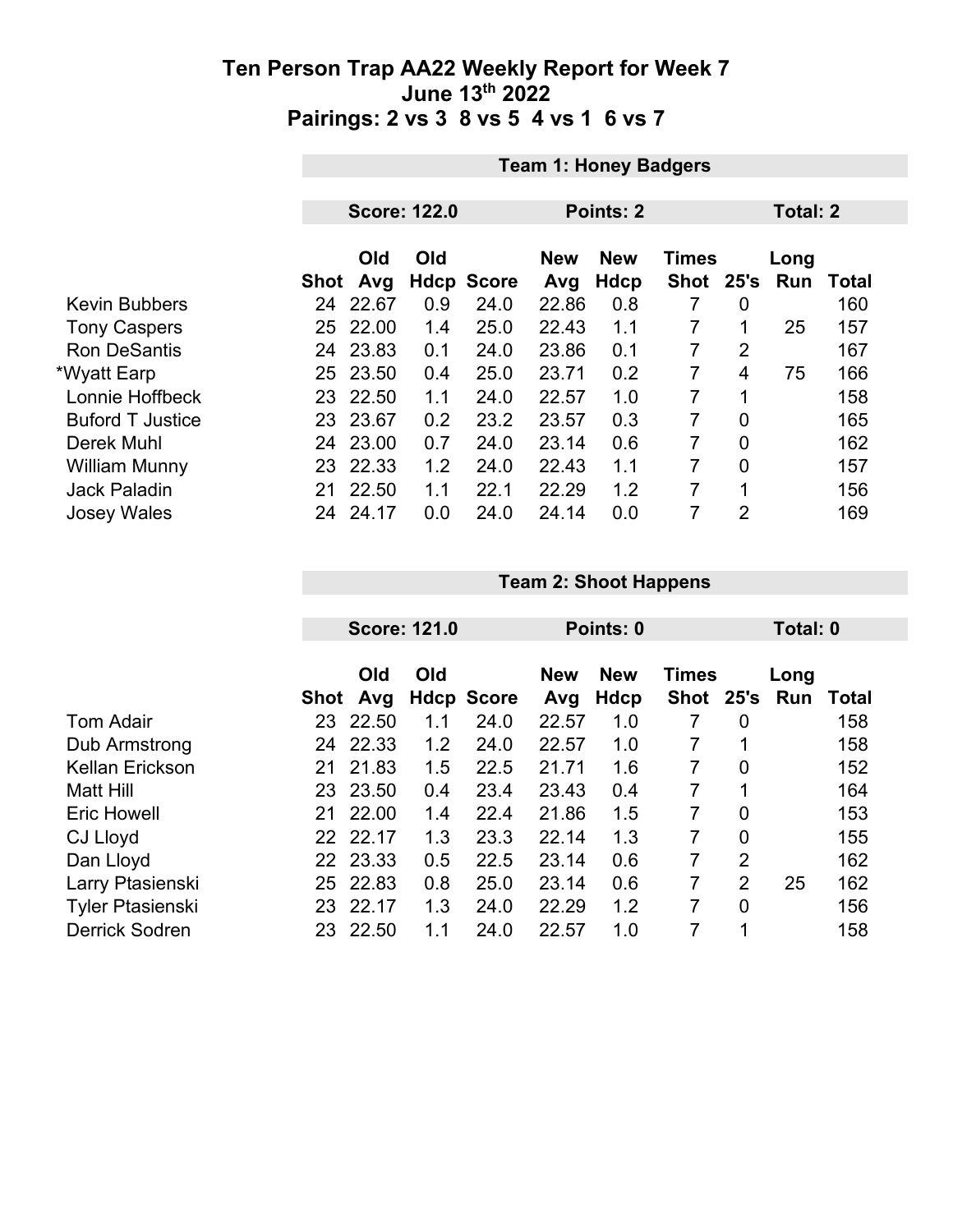# Ten Person Trap AA22 Weekly Report for Week 7
## June 13th 2022
## Pairings: 2 vs 3  8 vs 5  4 vs 1  6 vs 7

### Team 1: Honey Badgers

**Score: 122.0** | **Points: 2** | **Total: 2**

| | Shot | Old Avg | Old Hdcp | Score | New Avg | New Hdcp | Times Shot | 25's | Long Run | Total |
|---|---|---|---|---|---|---|---|---|---|---|
| Kevin Bubbers | 24 | 22.67 | 0.9 | 24.0 | 22.86 | 0.8 | 7 | 0 | | 160 |
| Tony Caspers | 25 | 22.00 | 1.4 | 25.0 | 22.43 | 1.1 | 7 | 1 | 25 | 157 |
| Ron DeSantis | 24 | 23.83 | 0.1 | 24.0 | 23.86 | 0.1 | 7 | 2 | | 167 |
| *Wyatt Earp | 25 | 23.50 | 0.4 | 25.0 | 23.71 | 0.2 | 7 | 4 | 75 | 166 |
| Lonnie Hoffbeck | 23 | 22.50 | 1.1 | 24.0 | 22.57 | 1.0 | 7 | 1 | | 158 |
| Buford T Justice | 23 | 23.67 | 0.2 | 23.2 | 23.57 | 0.3 | 7 | 0 | | 165 |
| Derek Muhl | 24 | 23.00 | 0.7 | 24.0 | 23.14 | 0.6 | 7 | 0 | | 162 |
| William Munny | 23 | 22.33 | 1.2 | 24.0 | 22.43 | 1.1 | 7 | 0 | | 157 |
| Jack Paladin | 21 | 22.50 | 1.1 | 22.1 | 22.29 | 1.2 | 7 | 1 | | 156 |
| Josey Wales | 24 | 24.17 | 0.0 | 24.0 | 24.14 | 0.0 | 7 | 2 | | 169 |

### Team 2: Shoot Happens

**Score: 121.0** | **Points: 0** | **Total: 0**

| | Shot | Old Avg | Old Hdcp | Score | New Avg | New Hdcp | Times Shot | 25's | Long Run | Total |
|---|---|---|---|---|---|---|---|---|---|---|
| Tom Adair | 23 | 22.50 | 1.1 | 24.0 | 22.57 | 1.0 | 7 | 0 | | 158 |
| Dub Armstrong | 24 | 22.33 | 1.2 | 24.0 | 22.57 | 1.0 | 7 | 1 | | 158 |
| Kellan Erickson | 21 | 21.83 | 1.5 | 22.5 | 21.71 | 1.6 | 7 | 0 | | 152 |
| Matt Hill | 23 | 23.50 | 0.4 | 23.4 | 23.43 | 0.4 | 7 | 1 | | 164 |
| Eric Howell | 21 | 22.00 | 1.4 | 22.4 | 21.86 | 1.5 | 7 | 0 | | 153 |
| CJ Lloyd | 22 | 22.17 | 1.3 | 23.3 | 22.14 | 1.3 | 7 | 0 | | 155 |
| Dan Lloyd | 22 | 23.33 | 0.5 | 22.5 | 23.14 | 0.6 | 7 | 2 | | 162 |
| Larry Ptasienski | 25 | 22.83 | 0.8 | 25.0 | 23.14 | 0.6 | 7 | 2 | 25 | 162 |
| Tyler Ptasienski | 23 | 22.17 | 1.3 | 24.0 | 22.29 | 1.2 | 7 | 0 | | 156 |
| Derrick Sodren | 23 | 22.50 | 1.1 | 24.0 | 22.57 | 1.0 | 7 | 1 | | 158 |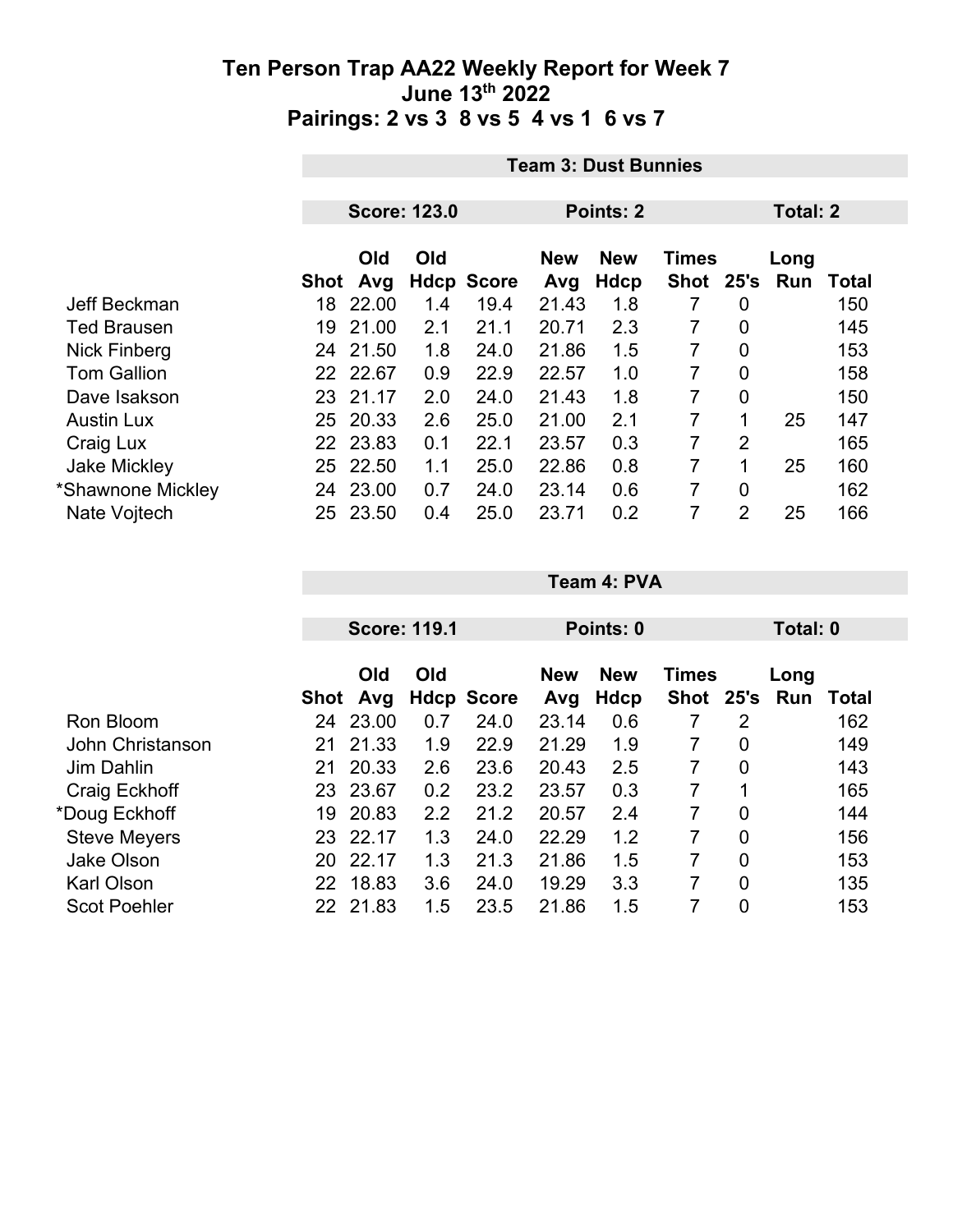# Ten Person Trap AA22 Weekly Report for Week 7
## June 13th 2022
## Pairings: 2 vs 3 8 vs 5 4 vs 1 6 vs 7

### Team 3: Dust Bunnies

**Score: 123.0** | **Points: 2** | **Total: 2**

| | Shot | Old Avg | Old Hdcp | Score | New Avg | New Hdcp | Times Shot | 25's | Long Run | Total |
|---|---|---|---|---|---|---|---|---|---|---|
| Jeff Beckman | 18 | 22.00 | 1.4 | 19.4 | 21.43 | 1.8 | 7 | 0 | | 150 |
| Ted Brausen | 19 | 21.00 | 2.1 | 21.1 | 20.71 | 2.3 | 7 | 0 | | 145 |
| Nick Finberg | 24 | 21.50 | 1.8 | 24.0 | 21.86 | 1.5 | 7 | 0 | | 153 |
| Tom Gallion | 22 | 22.67 | 0.9 | 22.9 | 22.57 | 1.0 | 7 | 0 | | 158 |
| Dave Isakson | 23 | 21.17 | 2.0 | 24.0 | 21.43 | 1.8 | 7 | 0 | | 150 |
| Austin Lux | 25 | 20.33 | 2.6 | 25.0 | 21.00 | 2.1 | 7 | 1 | 25 | 147 |
| Craig Lux | 22 | 23.83 | 0.1 | 22.1 | 23.57 | 0.3 | 7 | 2 | | 165 |
| Jake Mickley | 25 | 22.50 | 1.1 | 25.0 | 22.86 | 0.8 | 7 | 1 | 25 | 160 |
| *Shawnone Mickley | 24 | 23.00 | 0.7 | 24.0 | 23.14 | 0.6 | 7 | 0 | | 162 |
| Nate Vojtech | 25 | 23.50 | 0.4 | 25.0 | 23.71 | 0.2 | 7 | 2 | 25 | 166 |

### Team 4: PVA

**Score: 119.1** | **Points: 0** | **Total: 0**

| | Shot | Old Avg | Old Hdcp | Score | New Avg | New Hdcp | Times Shot | 25's | Long Run | Total |
|---|---|---|---|---|---|---|---|---|---|---|
| Ron Bloom | 24 | 23.00 | 0.7 | 24.0 | 23.14 | 0.6 | 7 | 2 | | 162 |
| John Christanson | 21 | 21.33 | 1.9 | 22.9 | 21.29 | 1.9 | 7 | 0 | | 149 |
| Jim Dahlin | 21 | 20.33 | 2.6 | 23.6 | 20.43 | 2.5 | 7 | 0 | | 143 |
| Craig Eckhoff | 23 | 23.67 | 0.2 | 23.2 | 23.57 | 0.3 | 7 | 1 | | 165 |
| *Doug Eckhoff | 19 | 20.83 | 2.2 | 21.2 | 20.57 | 2.4 | 7 | 0 | | 144 |
| Steve Meyers | 23 | 22.17 | 1.3 | 24.0 | 22.29 | 1.2 | 7 | 0 | | 156 |
| Jake Olson | 20 | 22.17 | 1.3 | 21.3 | 21.86 | 1.5 | 7 | 0 | | 153 |
| Karl Olson | 22 | 18.83 | 3.6 | 24.0 | 19.29 | 3.3 | 7 | 0 | | 135 |
| Scot Poehler | 22 | 21.83 | 1.5 | 23.5 | 21.86 | 1.5 | 7 | 0 | | 153 |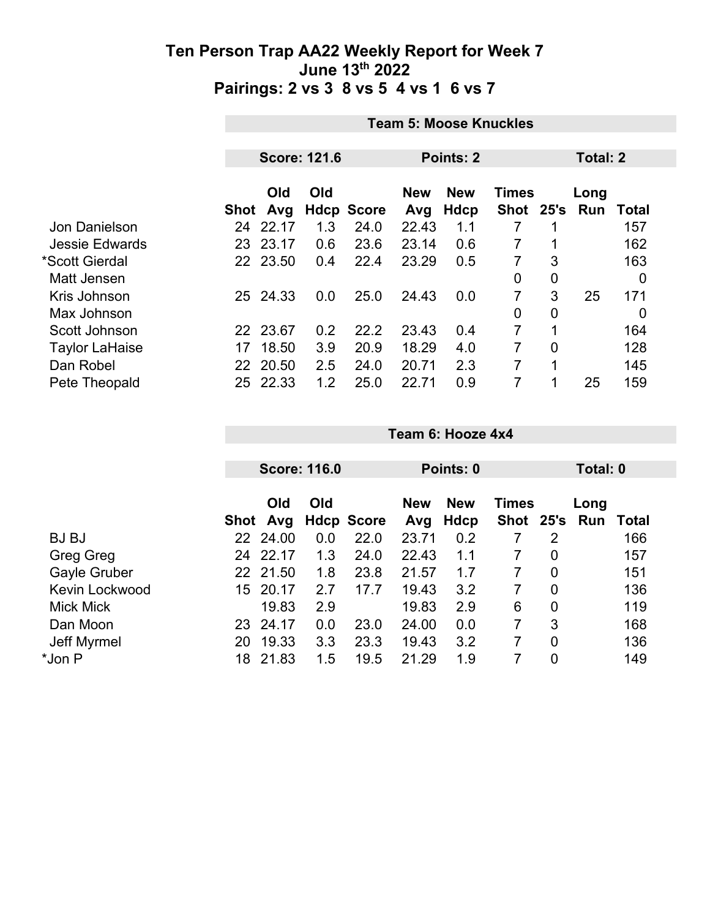# Ten Person Trap AA22 Weekly Report for Week 7
## June 13th 2022
## Pairings: 2 vs 3 8 vs 5 4 vs 1 6 vs 7

### Team 5: Moose Knuckles

**Score: 121.6** | **Points: 2** | **Total: 2**

| | Shot | Old Avg | Old Hdcp | Score | New Avg | New Hdcp | Times Shot | 25's | Long Run | Total |
|---|---|---|---|---|---|---|---|---|---|---|
| Jon Danielson | 24 | 22.17 | 1.3 | 24.0 | 22.43 | 1.1 | 7 | 1 | | 157 |
| Jessie Edwards | 23 | 23.17 | 0.6 | 23.6 | 23.14 | 0.6 | 7 | 1 | | 162 |
| *Scott Gierdal | 22 | 23.50 | 0.4 | 22.4 | 23.29 | 0.5 | 7 | 3 | | 163 |
| Matt Jensen | | | | | | | 0 | 0 | | 0 |
| Kris Johnson | 25 | 24.33 | 0.0 | 25.0 | 24.43 | 0.0 | 7 | 3 | 25 | 171 |
| Max Johnson | | | | | | | 0 | 0 | | 0 |
| Scott Johnson | 22 | 23.67 | 0.2 | 22.2 | 23.43 | 0.4 | 7 | 1 | | 164 |
| Taylor LaHaise | 17 | 18.50 | 3.9 | 20.9 | 18.29 | 4.0 | 7 | 0 | | 128 |
| Dan Robel | 22 | 20.50 | 2.5 | 24.0 | 20.71 | 2.3 | 7 | 1 | | 145 |
| Pete Theopald | 25 | 22.33 | 1.2 | 25.0 | 22.71 | 0.9 | 7 | 1 | 25 | 159 |

### Team 6: Hooze 4x4

**Score: 116.0** | **Points: 0** | **Total: 0**

| | Shot | Old Avg | Old Hdcp | Score | New Avg | New Hdcp | Times Shot | 25's | Long Run | Total |
|---|---|---|---|---|---|---|---|---|---|---|
| BJ BJ | 22 | 24.00 | 0.0 | 22.0 | 23.71 | 0.2 | 7 | 2 | | 166 |
| Greg Greg | 24 | 22.17 | 1.3 | 24.0 | 22.43 | 1.1 | 7 | 0 | | 157 |
| Gayle Gruber | 22 | 21.50 | 1.8 | 23.8 | 21.57 | 1.7 | 7 | 0 | | 151 |
| Kevin Lockwood | 15 | 20.17 | 2.7 | 17.7 | 19.43 | 3.2 | 7 | 0 | | 136 |
| Mick Mick | | 19.83 | 2.9 | | 19.83 | 2.9 | 6 | 0 | | 119 |
| Dan Moon | 23 | 24.17 | 0.0 | 23.0 | 24.00 | 0.0 | 7 | 3 | | 168 |
| Jeff Myrmel | 20 | 19.33 | 3.3 | 23.3 | 19.43 | 3.2 | 7 | 0 | | 136 |
| *Jon P | 18 | 21.83 | 1.5 | 19.5 | 21.29 | 1.9 | 7 | 0 | | 149 |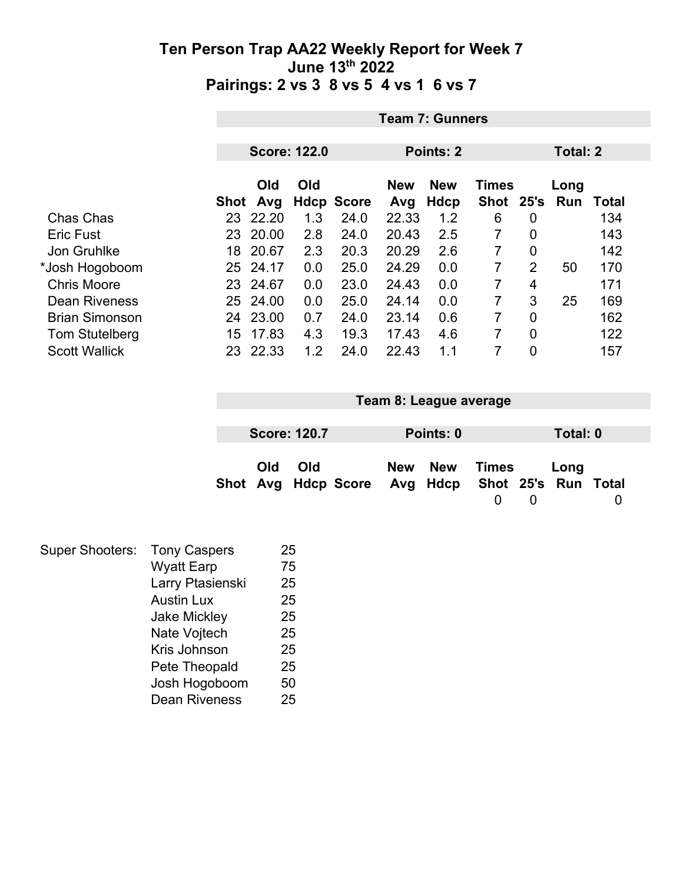# Ten Person Trap AA22 Weekly Report for Week 7
## June 13th 2022
## Pairings: 2 vs 3 8 vs 5 4 vs 1 6 vs 7

**Team 7: Gunners**

| Score: 122.0 | Points: 2 | Total: 2 |
|---|---|---|

| | Shot | Old Avg | Old Hdcp | Score | New Avg | New Hdcp | Times Shot | 25's | Long Run | Total |
|---|---|---|---|---|---|---|---|---|---|---|
| Chas Chas | 23 | 22.20 | 1.3 | 24.0 | 22.33 | 1.2 | 6 | 0 | | 134 |
| Eric Fust | 23 | 20.00 | 2.8 | 24.0 | 20.43 | 2.5 | 7 | 0 | | 143 |
| Jon Gruhlke | 18 | 20.67 | 2.3 | 20.3 | 20.29 | 2.6 | 7 | 0 | | 142 |
| *Josh Hogoboom | 25 | 24.17 | 0.0 | 25.0 | 24.29 | 0.0 | 7 | 2 | 50 | 170 |
| Chris Moore | 23 | 24.67 | 0.0 | 23.0 | 24.43 | 0.0 | 7 | 4 | | 171 |
| Dean Riveness | 25 | 24.00 | 0.0 | 25.0 | 24.14 | 0.0 | 7 | 3 | 25 | 169 |
| Brian Simonson | 24 | 23.00 | 0.7 | 24.0 | 23.14 | 0.6 | 7 | 0 | | 162 |
| Tom Stutelberg | 15 | 17.83 | 4.3 | 19.3 | 17.43 | 4.6 | 7 | 0 | | 122 |
| Scott Wallick | 23 | 22.33 | 1.2 | 24.0 | 22.43 | 1.1 | 7 | 0 | | 157 |

**Team 8: League average**

| Score: 120.7 | Points: 0 | Total: 0 |
|---|---|---|

| | Shot | Old Avg | Old Hdcp | Score | New Avg | New Hdcp | Times Shot | 25's | Long Run | Total |
|---|---|---|---|---|---|---|---|---|---|---|
| | | | | | | | 0 | 0 | | 0 |

| Super Shooters: | | |
|---|---|---|
| | Tony Caspers | 25 |
| | Wyatt Earp | 75 |
| | Larry Ptasienski | 25 |
| | Austin Lux | 25 |
| | Jake Mickley | 25 |
| | Nate Vojtech | 25 |
| | Kris Johnson | 25 |
| | Pete Theopald | 25 |
| | Josh Hogoboom | 50 |
| | Dean Riveness | 25 |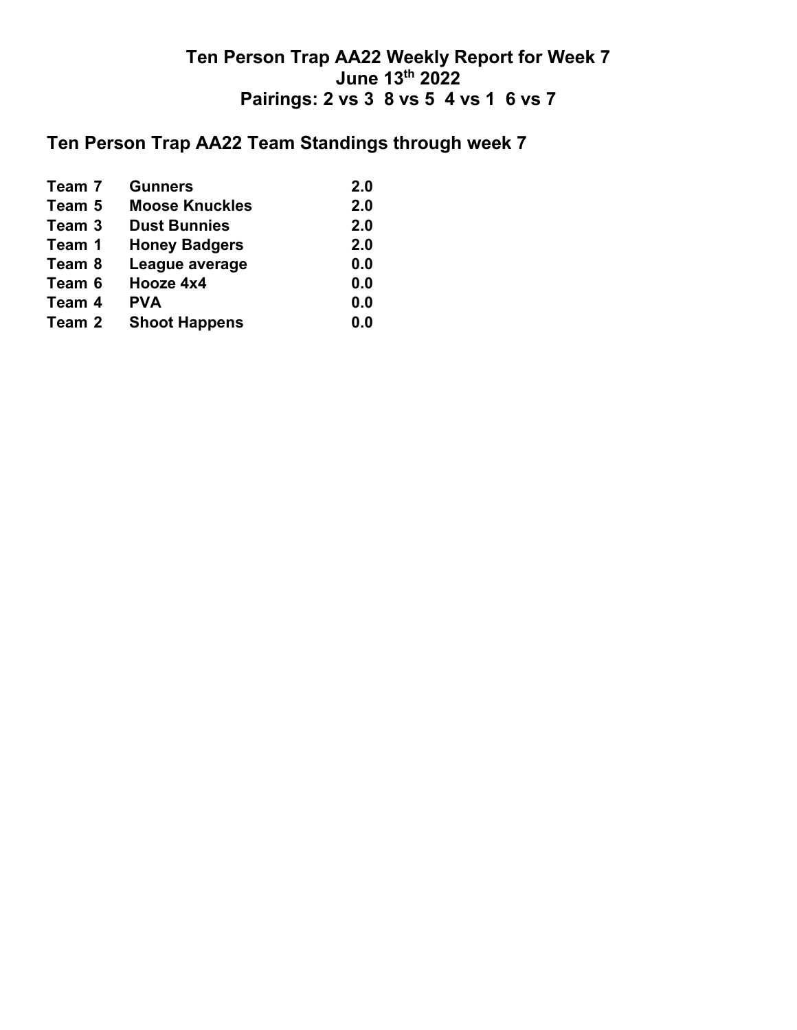# Ten Person Trap AA22 Weekly Report for Week 7
## June 13th 2022
## Pairings: 2 vs 3  8 vs 5  4 vs 1  6 vs 7

## Ten Person Trap AA22 Team Standings through week 7

| | | |
|---|---|---|
| **Team 7** | **Gunners** | **2.0** |
| **Team 5** | **Moose Knuckles** | **2.0** |
| **Team 3** | **Dust Bunnies** | **2.0** |
| **Team 1** | **Honey Badgers** | **2.0** |
| **Team 8** | **League average** | **0.0** |
| **Team 6** | **Hooze 4x4** | **0.0** |
| **Team 4** | **PVA** | **0.0** |
| **Team 2** | **Shoot Happens** | **0.0** |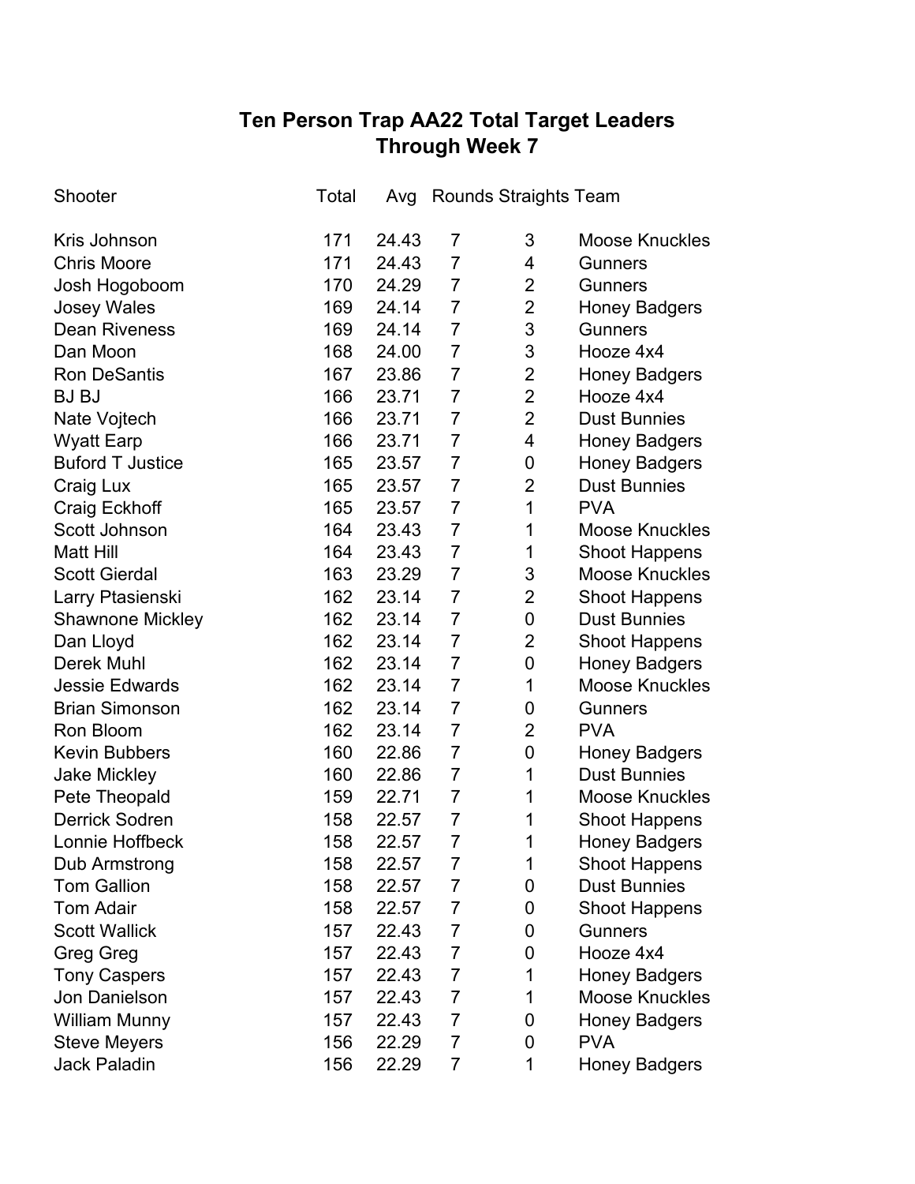## Ten Person Trap AA22 Total Target Leaders
## Through Week 7

| Shooter | Total | Avg | Rounds | Straights | Team |
|---|---|---|---|---|---|
| Kris Johnson | 171 | 24.43 | 7 | 3 | Moose Knuckles |
| Chris Moore | 171 | 24.43 | 7 | 4 | Gunners |
| Josh Hogoboom | 170 | 24.29 | 7 | 2 | Gunners |
| Josey Wales | 169 | 24.14 | 7 | 2 | Honey Badgers |
| Dean Riveness | 169 | 24.14 | 7 | 3 | Gunners |
| Dan Moon | 168 | 24.00 | 7 | 3 | Hooze 4x4 |
| Ron DeSantis | 167 | 23.86 | 7 | 2 | Honey Badgers |
| BJ BJ | 166 | 23.71 | 7 | 2 | Hooze 4x4 |
| Nate Vojtech | 166 | 23.71 | 7 | 2 | Dust Bunnies |
| Wyatt Earp | 166 | 23.71 | 7 | 4 | Honey Badgers |
| Buford T Justice | 165 | 23.57 | 7 | 0 | Honey Badgers |
| Craig Lux | 165 | 23.57 | 7 | 2 | Dust Bunnies |
| Craig Eckhoff | 165 | 23.57 | 7 | 1 | PVA |
| Scott Johnson | 164 | 23.43 | 7 | 1 | Moose Knuckles |
| Matt Hill | 164 | 23.43 | 7 | 1 | Shoot Happens |
| Scott Gierdal | 163 | 23.29 | 7 | 3 | Moose Knuckles |
| Larry Ptasienski | 162 | 23.14 | 7 | 2 | Shoot Happens |
| Shawnone Mickley | 162 | 23.14 | 7 | 0 | Dust Bunnies |
| Dan Lloyd | 162 | 23.14 | 7 | 2 | Shoot Happens |
| Derek Muhl | 162 | 23.14 | 7 | 0 | Honey Badgers |
| Jessie Edwards | 162 | 23.14 | 7 | 1 | Moose Knuckles |
| Brian Simonson | 162 | 23.14 | 7 | 0 | Gunners |
| Ron Bloom | 162 | 23.14 | 7 | 2 | PVA |
| Kevin Bubbers | 160 | 22.86 | 7 | 0 | Honey Badgers |
| Jake Mickley | 160 | 22.86 | 7 | 1 | Dust Bunnies |
| Pete Theopald | 159 | 22.71 | 7 | 1 | Moose Knuckles |
| Derrick Sodren | 158 | 22.57 | 7 | 1 | Shoot Happens |
| Lonnie Hoffbeck | 158 | 22.57 | 7 | 1 | Honey Badgers |
| Dub Armstrong | 158 | 22.57 | 7 | 1 | Shoot Happens |
| Tom Gallion | 158 | 22.57 | 7 | 0 | Dust Bunnies |
| Tom Adair | 158 | 22.57 | 7 | 0 | Shoot Happens |
| Scott Wallick | 157 | 22.43 | 7 | 0 | Gunners |
| Greg Greg | 157 | 22.43 | 7 | 0 | Hooze 4x4 |
| Tony Caspers | 157 | 22.43 | 7 | 1 | Honey Badgers |
| Jon Danielson | 157 | 22.43 | 7 | 1 | Moose Knuckles |
| William Munny | 157 | 22.43 | 7 | 0 | Honey Badgers |
| Steve Meyers | 156 | 22.29 | 7 | 0 | PVA |
| Jack Paladin | 156 | 22.29 | 7 | 1 | Honey Badgers |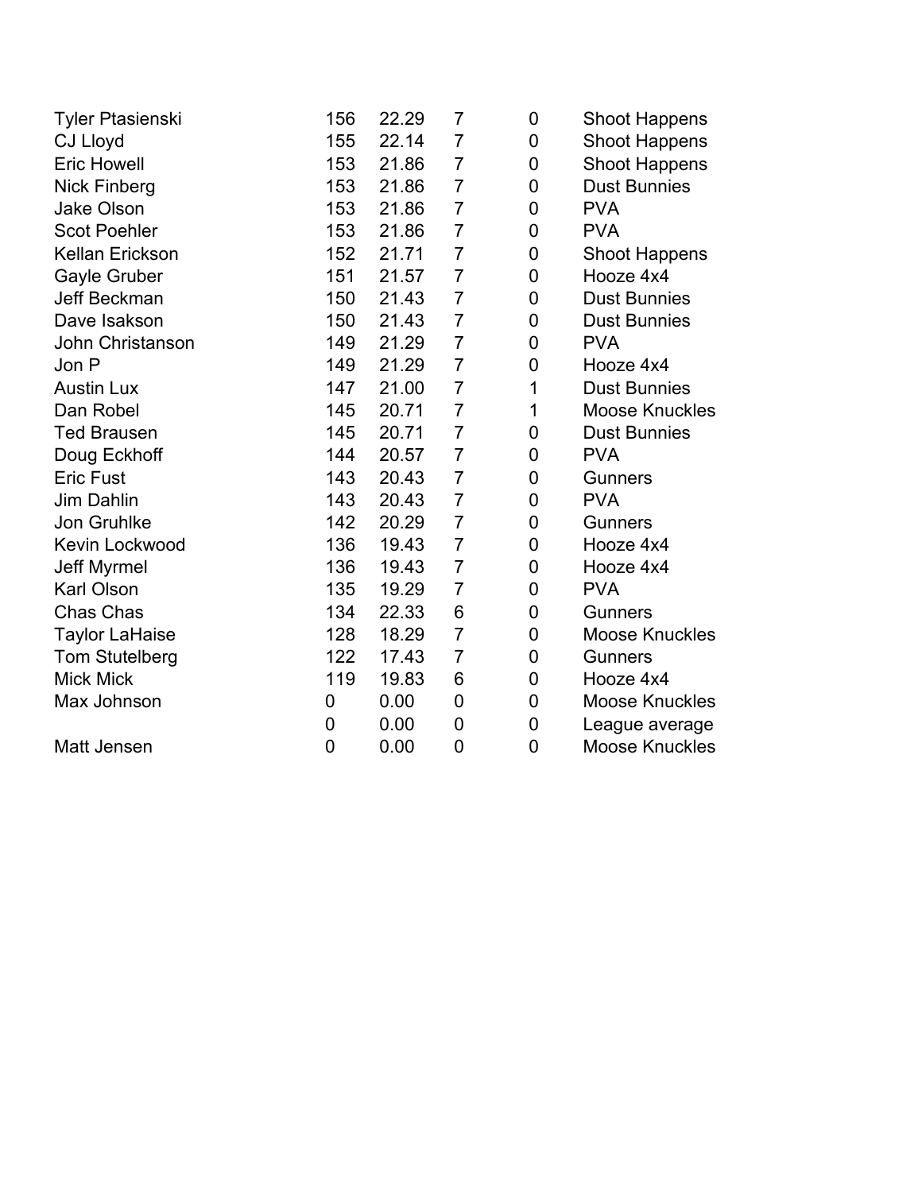| | | | | | |
|---|---|---|---|---|---|
| Tyler Ptasienski | 156 | 22.29 | 7 | 0 | Shoot Happens |
| CJ Lloyd | 155 | 22.14 | 7 | 0 | Shoot Happens |
| Eric Howell | 153 | 21.86 | 7 | 0 | Shoot Happens |
| Nick Finberg | 153 | 21.86 | 7 | 0 | Dust Bunnies |
| Jake Olson | 153 | 21.86 | 7 | 0 | PVA |
| Scot Poehler | 153 | 21.86 | 7 | 0 | PVA |
| Kellan Erickson | 152 | 21.71 | 7 | 0 | Shoot Happens |
| Gayle Gruber | 151 | 21.57 | 7 | 0 | Hooze 4x4 |
| Jeff Beckman | 150 | 21.43 | 7 | 0 | Dust Bunnies |
| Dave Isakson | 150 | 21.43 | 7 | 0 | Dust Bunnies |
| John Christanson | 149 | 21.29 | 7 | 0 | PVA |
| Jon P | 149 | 21.29 | 7 | 0 | Hooze 4x4 |
| Austin Lux | 147 | 21.00 | 7 | 1 | Dust Bunnies |
| Dan Robel | 145 | 20.71 | 7 | 1 | Moose Knuckles |
| Ted Brausen | 145 | 20.71 | 7 | 0 | Dust Bunnies |
| Doug Eckhoff | 144 | 20.57 | 7 | 0 | PVA |
| Eric Fust | 143 | 20.43 | 7 | 0 | Gunners |
| Jim Dahlin | 143 | 20.43 | 7 | 0 | PVA |
| Jon Gruhlke | 142 | 20.29 | 7 | 0 | Gunners |
| Kevin Lockwood | 136 | 19.43 | 7 | 0 | Hooze 4x4 |
| Jeff Myrmel | 136 | 19.43 | 7 | 0 | Hooze 4x4 |
| Karl Olson | 135 | 19.29 | 7 | 0 | PVA |
| Chas Chas | 134 | 22.33 | 6 | 0 | Gunners |
| Taylor LaHaise | 128 | 18.29 | 7 | 0 | Moose Knuckles |
| Tom Stutelberg | 122 | 17.43 | 7 | 0 | Gunners |
| Mick Mick | 119 | 19.83 | 6 | 0 | Hooze 4x4 |
| Max Johnson | 0 | 0.00 | 0 | 0 | Moose Knuckles |
| | 0 | 0.00 | 0 | 0 | League average |
| Matt Jensen | 0 | 0.00 | 0 | 0 | Moose Knuckles |